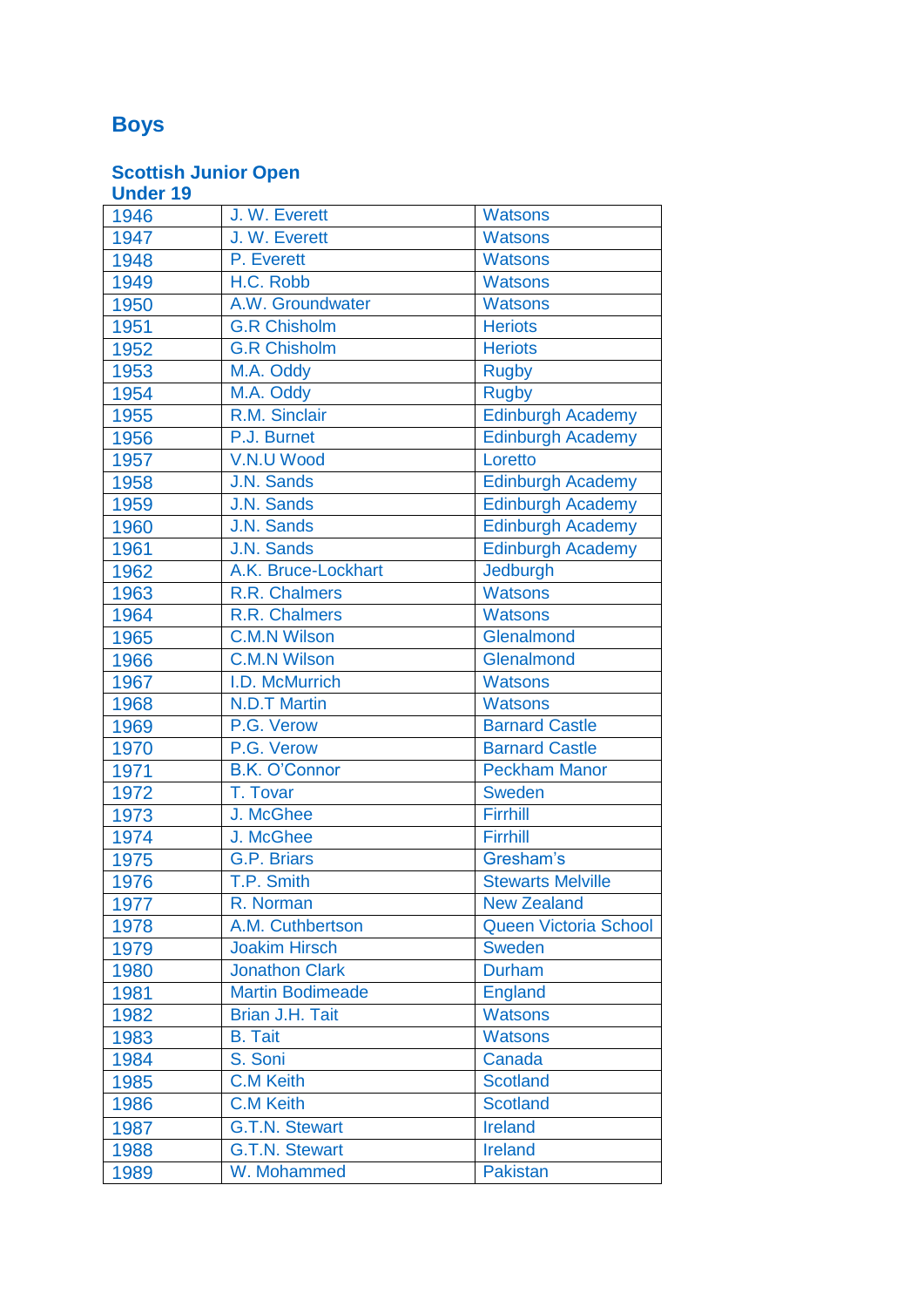# Boys

## Scottish Junior Open
## Under 19

| | | |
|---|---|---|
| 1946 | J. W. Everett | Watsons |
| 1947 | J. W. Everett | Watsons |
| 1948 | P. Everett | Watsons |
| 1949 | H.C. Robb | Watsons |
| 1950 | A.W. Groundwater | Watsons |
| 1951 | G.R Chisholm | Heriots |
| 1952 | G.R Chisholm | Heriots |
| 1953 | M.A. Oddy | Rugby |
| 1954 | M.A. Oddy | Rugby |
| 1955 | R.M. Sinclair | Edinburgh Academy |
| 1956 | P.J. Burnet | Edinburgh Academy |
| 1957 | V.N.U Wood | Loretto |
| 1958 | J.N. Sands | Edinburgh Academy |
| 1959 | J.N. Sands | Edinburgh Academy |
| 1960 | J.N. Sands | Edinburgh Academy |
| 1961 | J.N. Sands | Edinburgh Academy |
| 1962 | A.K. Bruce-Lockhart | Jedburgh |
| 1963 | R.R. Chalmers | Watsons |
| 1964 | R.R. Chalmers | Watsons |
| 1965 | C.M.N Wilson | Glenalmond |
| 1966 | C.M.N Wilson | Glenalmond |
| 1967 | I.D. McMurrich | Watsons |
| 1968 | N.D.T Martin | Watsons |
| 1969 | P.G. Verow | Barnard Castle |
| 1970 | P.G. Verow | Barnard Castle |
| 1971 | B.K. O'Connor | Peckham Manor |
| 1972 | T. Tovar | Sweden |
| 1973 | J. McGhee | Firrhill |
| 1974 | J. McGhee | Firrhill |
| 1975 | G.P. Briars | Gresham's |
| 1976 | T.P. Smith | Stewarts Melville |
| 1977 | R. Norman | New Zealand |
| 1978 | A.M. Cuthbertson | Queen Victoria School |
| 1979 | Joakim Hirsch | Sweden |
| 1980 | Jonathon Clark | Durham |
| 1981 | Martin Bodimeade | England |
| 1982 | Brian J.H. Tait | Watsons |
| 1983 | B. Tait | Watsons |
| 1984 | S. Soni | Canada |
| 1985 | C.M Keith | Scotland |
| 1986 | C.M Keith | Scotland |
| 1987 | G.T.N. Stewart | Ireland |
| 1988 | G.T.N. Stewart | Ireland |
| 1989 | W. Mohammed | Pakistan |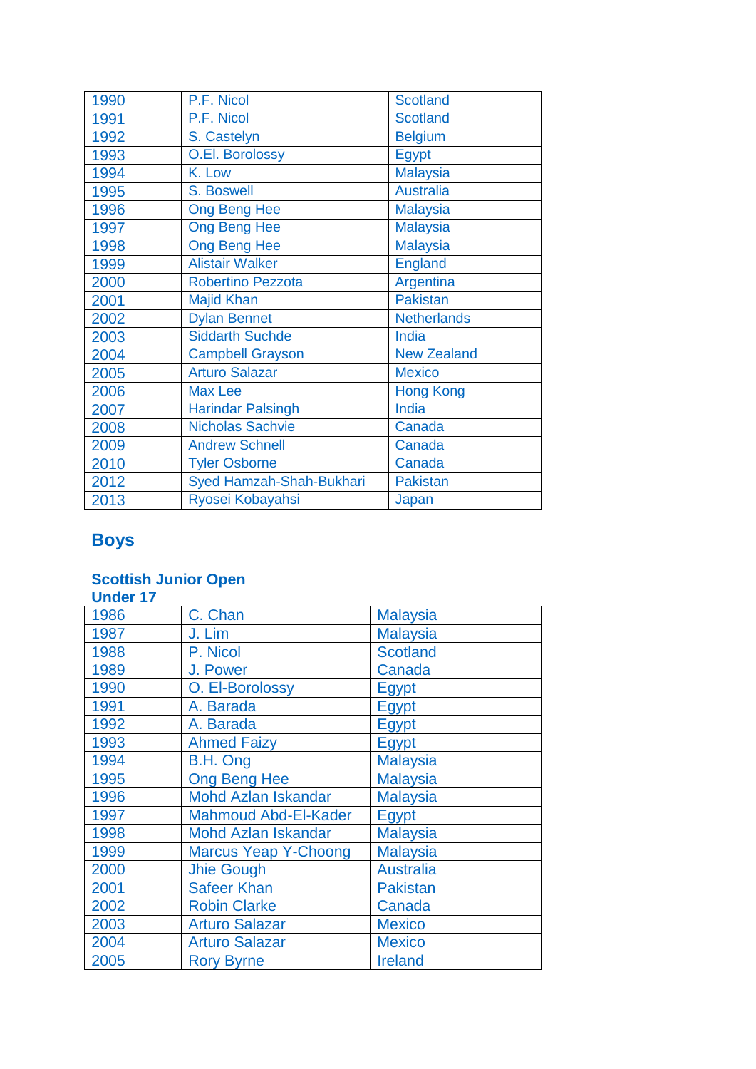| 1990 | P.F. Nicol | Scotland |
|---|---|---|
| 1991 | P.F. Nicol | Scotland |
| 1992 | S. Castelyn | Belgium |
| 1993 | O.El. Borolossy | Egypt |
| 1994 | K. Low | Malaysia |
| 1995 | S. Boswell | Australia |
| 1996 | Ong Beng Hee | Malaysia |
| 1997 | Ong Beng Hee | Malaysia |
| 1998 | Ong Beng Hee | Malaysia |
| 1999 | Alistair Walker | England |
| 2000 | Robertino Pezzota | Argentina |
| 2001 | Majid Khan | Pakistan |
| 2002 | Dylan Bennet | Netherlands |
| 2003 | Siddarth Suchde | India |
| 2004 | Campbell Grayson | New Zealand |
| 2005 | Arturo Salazar | Mexico |
| 2006 | Max Lee | Hong Kong |
| 2007 | Harindar Palsingh | India |
| 2008 | Nicholas Sachvie | Canada |
| 2009 | Andrew Schnell | Canada |
| 2010 | Tyler Osborne | Canada |
| 2012 | Syed Hamzah-Shah-Bukhari | Pakistan |
| 2013 | Ryosei Kobayahsi | Japan |

## Boys

### Scottish Junior Open
### Under 17

| 1986 | C. Chan | Malaysia |
|---|---|---|
| 1987 | J. Lim | Malaysia |
| 1988 | P. Nicol | Scotland |
| 1989 | J. Power | Canada |
| 1990 | O. El-Borolossy | Egypt |
| 1991 | A. Barada | Egypt |
| 1992 | A. Barada | Egypt |
| 1993 | Ahmed Faizy | Egypt |
| 1994 | B.H. Ong | Malaysia |
| 1995 | Ong Beng Hee | Malaysia |
| 1996 | Mohd Azlan Iskandar | Malaysia |
| 1997 | Mahmoud Abd-El-Kader | Egypt |
| 1998 | Mohd Azlan Iskandar | Malaysia |
| 1999 | Marcus Yeap Y-Choong | Malaysia |
| 2000 | Jhie Gough | Australia |
| 2001 | Safeer Khan | Pakistan |
| 2002 | Robin Clarke | Canada |
| 2003 | Arturo Salazar | Mexico |
| 2004 | Arturo Salazar | Mexico |
| 2005 | Rory Byrne | Ireland |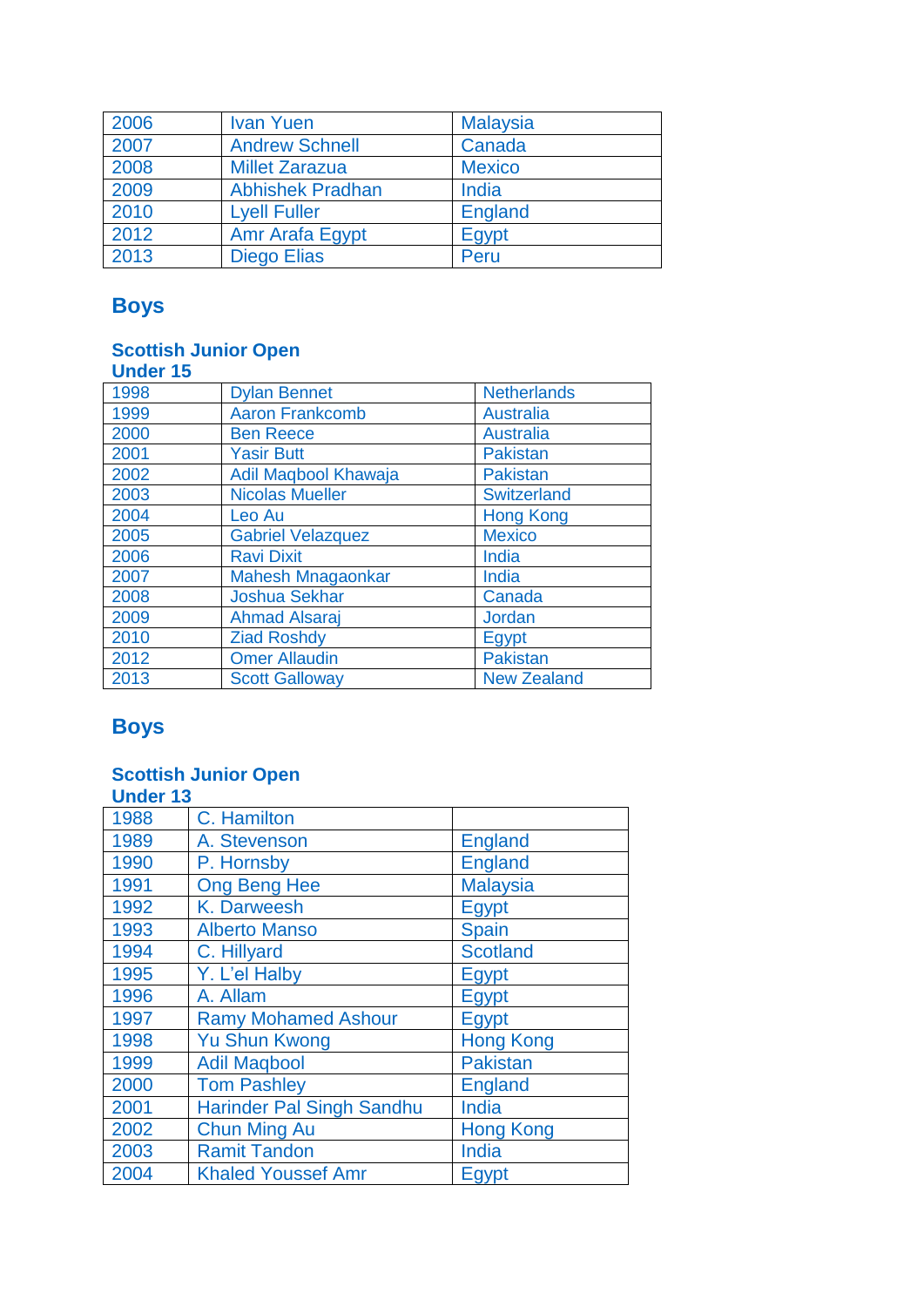| 2006 | Ivan Yuen | Malaysia |
|---|---|---|
| 2007 | Andrew Schnell | Canada |
| 2008 | Millet Zarazua | Mexico |
| 2009 | Abhishek Pradhan | India |
| 2010 | Lyell Fuller | England |
| 2012 | Amr Arafa Egypt | Egypt |
| 2013 | Diego Elias | Peru |

## Boys

### Scottish Junior Open
### Under 15

| 1998 | Dylan Bennet | Netherlands |
|---|---|---|
| 1999 | Aaron Frankcomb | Australia |
| 2000 | Ben Reece | Australia |
| 2001 | Yasir Butt | Pakistan |
| 2002 | Adil Maqbool Khawaja | Pakistan |
| 2003 | Nicolas Mueller | Switzerland |
| 2004 | Leo Au | Hong Kong |
| 2005 | Gabriel Velazquez | Mexico |
| 2006 | Ravi Dixit | India |
| 2007 | Mahesh Mnagaonkar | India |
| 2008 | Joshua Sekhar | Canada |
| 2009 | Ahmad Alsaraj | Jordan |
| 2010 | Ziad Roshdy | Egypt |
| 2012 | Omer Allaudin | Pakistan |
| 2013 | Scott Galloway | New Zealand |

## Boys

### Scottish Junior Open
### Under 13

| 1988 | C. Hamilton | |
|---|---|---|
| 1989 | A. Stevenson | England |
| 1990 | P. Hornsby | England |
| 1991 | Ong Beng Hee | Malaysia |
| 1992 | K. Darweesh | Egypt |
| 1993 | Alberto Manso | Spain |
| 1994 | C. Hillyard | Scotland |
| 1995 | Y. L'el Halby | Egypt |
| 1996 | A. Allam | Egypt |
| 1997 | Ramy Mohamed Ashour | Egypt |
| 1998 | Yu Shun Kwong | Hong Kong |
| 1999 | Adil Maqbool | Pakistan |
| 2000 | Tom Pashley | England |
| 2001 | Harinder Pal Singh Sandhu | India |
| 2002 | Chun Ming Au | Hong Kong |
| 2003 | Ramit Tandon | India |
| 2004 | Khaled Youssef Amr | Egypt |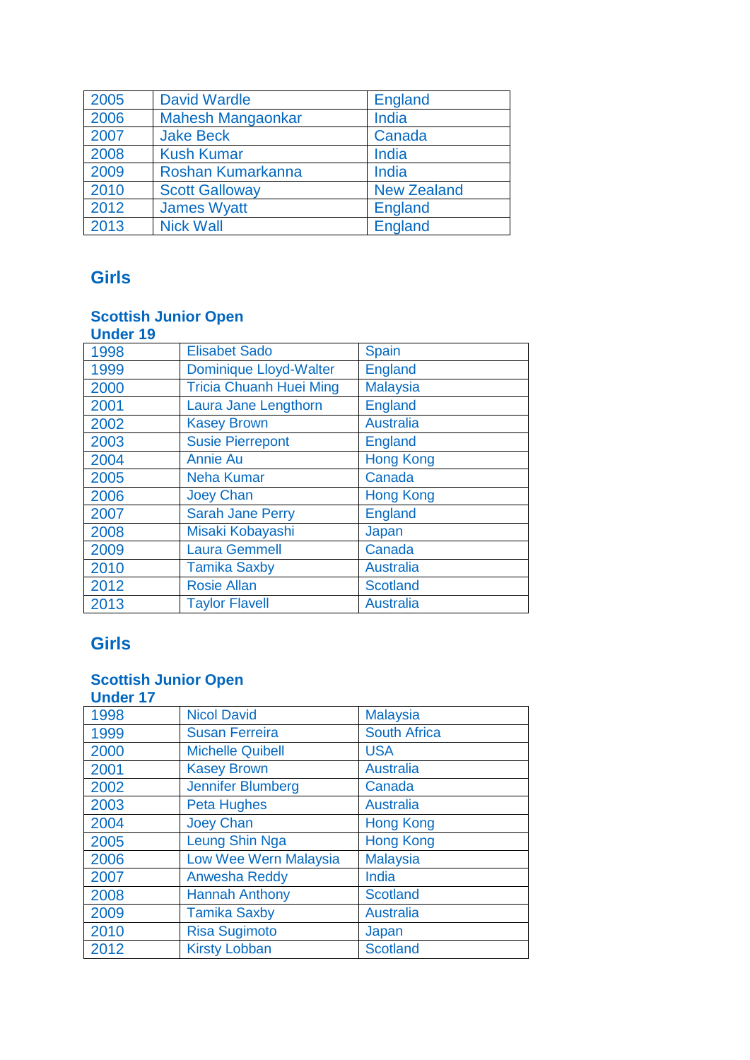| 2005 | David Wardle | England |
|---|---|---|
| 2006 | Mahesh Mangaonkar | India |
| 2007 | Jake Beck | Canada |
| 2008 | Kush Kumar | India |
| 2009 | Roshan Kumarkanna | India |
| 2010 | Scott Galloway | New Zealand |
| 2012 | James Wyatt | England |
| 2013 | Nick Wall | England |

## Girls

### Scottish Junior Open
### Under 19

| 1998 | Elisabet Sado | Spain |
|---|---|---|
| 1999 | Dominique Lloyd-Walter | England |
| 2000 | Tricia Chuanh Huei Ming | Malaysia |
| 2001 | Laura Jane Lengthorn | England |
| 2002 | Kasey Brown | Australia |
| 2003 | Susie Pierrepont | England |
| 2004 | Annie Au | Hong Kong |
| 2005 | Neha Kumar | Canada |
| 2006 | Joey Chan | Hong Kong |
| 2007 | Sarah Jane Perry | England |
| 2008 | Misaki Kobayashi | Japan |
| 2009 | Laura Gemmell | Canada |
| 2010 | Tamika Saxby | Australia |
| 2012 | Rosie Allan | Scotland |
| 2013 | Taylor Flavell | Australia |

## Girls

### Scottish Junior Open
### Under 17

| 1998 | Nicol David | Malaysia |
|---|---|---|
| 1999 | Susan Ferreira | South Africa |
| 2000 | Michelle Quibell | USA |
| 2001 | Kasey Brown | Australia |
| 2002 | Jennifer Blumberg | Canada |
| 2003 | Peta Hughes | Australia |
| 2004 | Joey Chan | Hong Kong |
| 2005 | Leung Shin Nga | Hong Kong |
| 2006 | Low Wee Wern Malaysia | Malaysia |
| 2007 | Anwesha Reddy | India |
| 2008 | Hannah Anthony | Scotland |
| 2009 | Tamika Saxby | Australia |
| 2010 | Risa Sugimoto | Japan |
| 2012 | Kirsty Lobban | Scotland |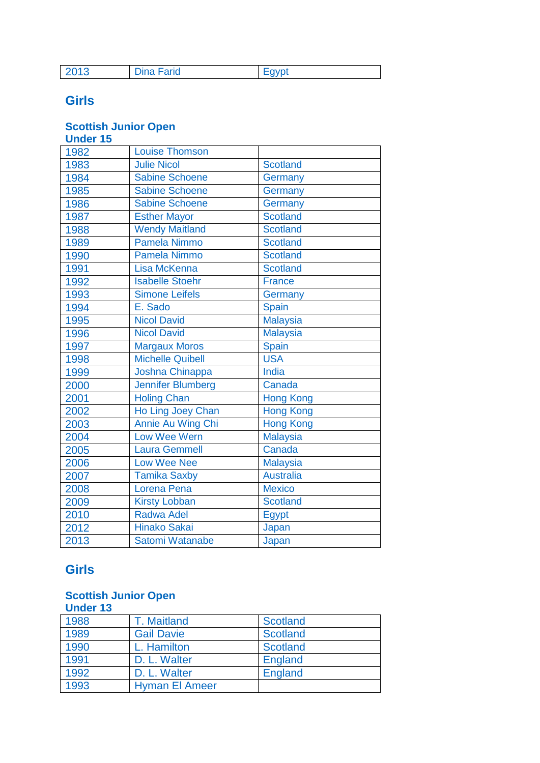| 2013 | Dina Farid | Egypt |
|---|---|---|

## Girls

### Scottish Junior Open
### Under 15

| 1982 | Louise Thomson | |
|---|---|---|
| 1983 | Julie Nicol | Scotland |
| 1984 | Sabine Schoene | Germany |
| 1985 | Sabine Schoene | Germany |
| 1986 | Sabine Schoene | Germany |
| 1987 | Esther Mayor | Scotland |
| 1988 | Wendy Maitland | Scotland |
| 1989 | Pamela Nimmo | Scotland |
| 1990 | Pamela Nimmo | Scotland |
| 1991 | Lisa McKenna | Scotland |
| 1992 | Isabelle Stoehr | France |
| 1993 | Simone Leifels | Germany |
| 1994 | E. Sado | Spain |
| 1995 | Nicol David | Malaysia |
| 1996 | Nicol David | Malaysia |
| 1997 | Margaux Moros | Spain |
| 1998 | Michelle Quibell | USA |
| 1999 | Joshna Chinappa | India |
| 2000 | Jennifer Blumberg | Canada |
| 2001 | Holing Chan | Hong Kong |
| 2002 | Ho Ling Joey Chan | Hong Kong |
| 2003 | Annie Au Wing Chi | Hong Kong |
| 2004 | Low Wee Wern | Malaysia |
| 2005 | Laura Gemmell | Canada |
| 2006 | Low Wee Nee | Malaysia |
| 2007 | Tamika Saxby | Australia |
| 2008 | Lorena Pena | Mexico |
| 2009 | Kirsty Lobban | Scotland |
| 2010 | Radwa Adel | Egypt |
| 2012 | Hinako Sakai | Japan |
| 2013 | Satomi Watanabe | Japan |

## Girls

### Scottish Junior Open
### Under 13

| 1988 | T. Maitland | Scotland |
|---|---|---|
| 1989 | Gail Davie | Scotland |
| 1990 | L. Hamilton | Scotland |
| 1991 | D. L. Walter | England |
| 1992 | D. L. Walter | England |
| 1993 | Hyman El Ameer | |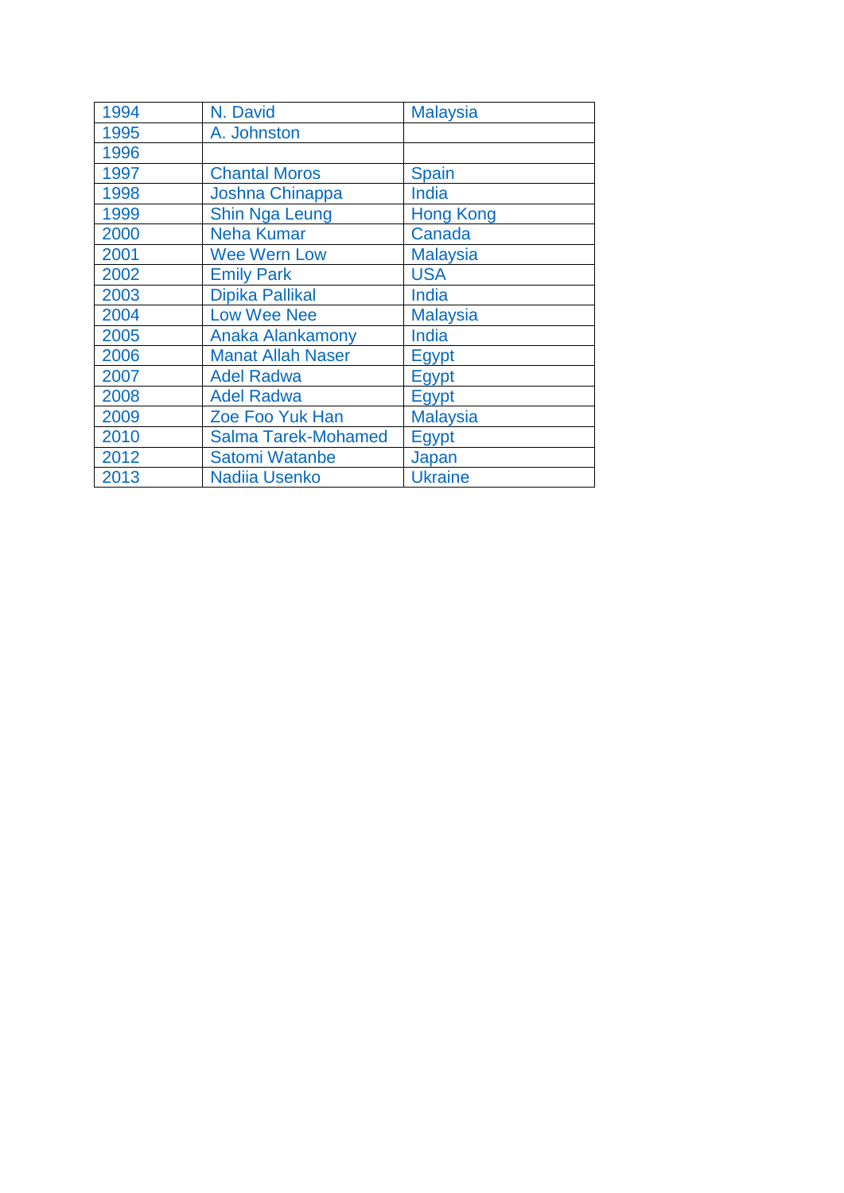| | | |
|---|---|---|
| 1994 | N. David | Malaysia |
| 1995 | A. Johnston | |
| 1996 | | |
| 1997 | Chantal Moros | Spain |
| 1998 | Joshna Chinappa | India |
| 1999 | Shin Nga Leung | Hong Kong |
| 2000 | Neha Kumar | Canada |
| 2001 | Wee Wern Low | Malaysia |
| 2002 | Emily Park | USA |
| 2003 | Dipika Pallikal | India |
| 2004 | Low Wee Nee | Malaysia |
| 2005 | Anaka Alankamony | India |
| 2006 | Manat Allah Naser | Egypt |
| 2007 | Adel Radwa | Egypt |
| 2008 | Adel Radwa | Egypt |
| 2009 | Zoe Foo Yuk Han | Malaysia |
| 2010 | Salma Tarek-Mohamed | Egypt |
| 2012 | Satomi Watanbe | Japan |
| 2013 | Nadiia Usenko | Ukraine |